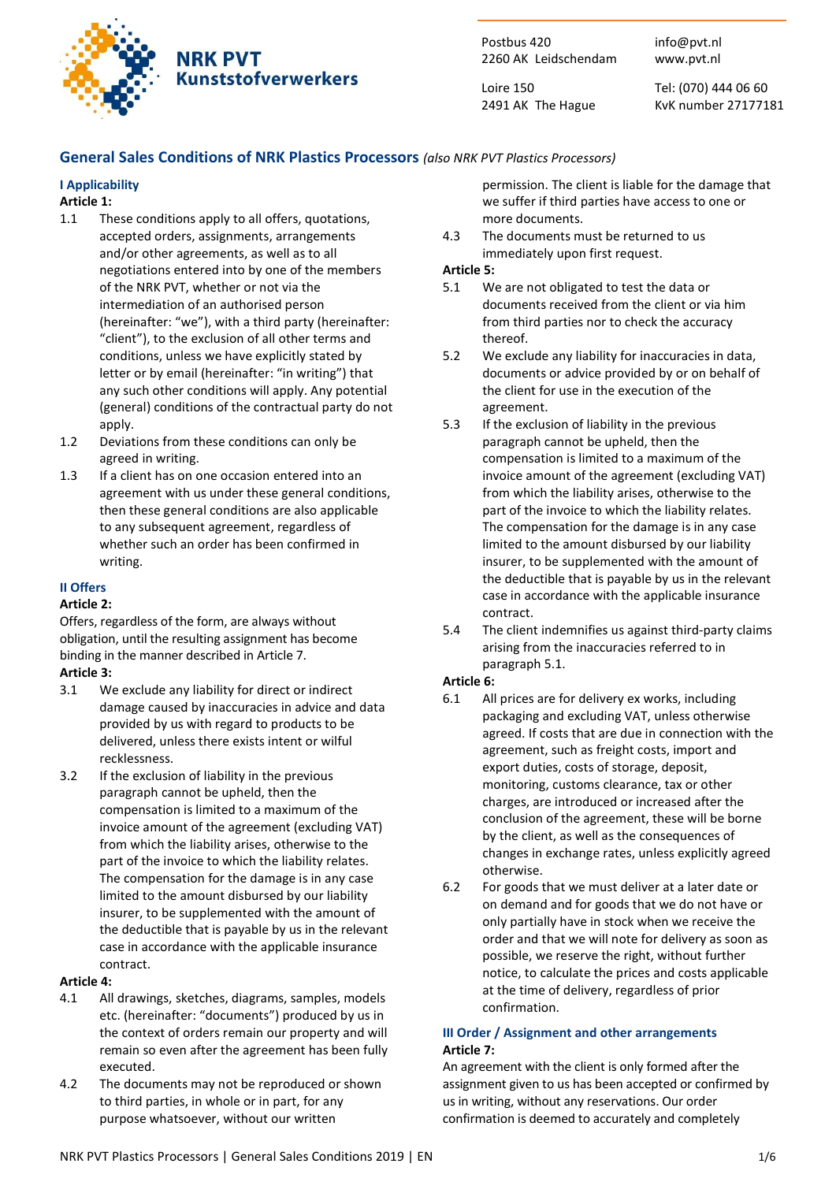**NRK PVT Kunststofverwerkers**

Postbus 420
2260 AK Leidschendam

Loire 150
2491 AK The Hague

info@pvt.nl
www.pvt.nl

Tel: (070) 444 06 60
KvK number 27177181

## General Sales Conditions of NRK Plastics Processors *(also NRK PVT Plastics Processors)*

### I Applicability

**Article 1:**

1.1 These conditions apply to all offers, quotations, accepted orders, assignments, arrangements and/or other agreements, as well as to all negotiations entered into by one of the members of the NRK PVT, whether or not via the intermediation of an authorised person (hereinafter: "we"), with a third party (hereinafter: "client"), to the exclusion of all other terms and conditions, unless we have explicitly stated by letter or by email (hereinafter: "in writing") that any such other conditions will apply. Any potential (general) conditions of the contractual party do not apply.

1.2 Deviations from these conditions can only be agreed in writing.

1.3 If a client has on one occasion entered into an agreement with us under these general conditions, then these general conditions are also applicable to any subsequent agreement, regardless of whether such an order has been confirmed in writing.

### II Offers

**Article 2:**

Offers, regardless of the form, are always without obligation, until the resulting assignment has become binding in the manner described in Article 7.

**Article 3:**

3.1 We exclude any liability for direct or indirect damage caused by inaccuracies in advice and data provided by us with regard to products to be delivered, unless there exists intent or wilful recklessness.

3.2 If the exclusion of liability in the previous paragraph cannot be upheld, then the compensation is limited to a maximum of the invoice amount of the agreement (excluding VAT) from which the liability arises, otherwise to the part of the invoice to which the liability relates. The compensation for the damage is in any case limited to the amount disbursed by our liability insurer, to be supplemented with the amount of the deductible that is payable by us in the relevant case in accordance with the applicable insurance contract.

**Article 4:**

4.1 All drawings, sketches, diagrams, samples, models etc. (hereinafter: "documents") produced by us in the context of orders remain our property and will remain so even after the agreement has been fully executed.

4.2 The documents may not be reproduced or shown to third parties, in whole or in part, for any purpose whatsoever, without our written permission. The client is liable for the damage that we suffer if third parties have access to one or more documents.

4.3 The documents must be returned to us immediately upon first request.

**Article 5:**

5.1 We are not obligated to test the data or documents received from the client or via him from third parties nor to check the accuracy thereof.

5.2 We exclude any liability for inaccuracies in data, documents or advice provided by or on behalf of the client for use in the execution of the agreement.

5.3 If the exclusion of liability in the previous paragraph cannot be upheld, then the compensation is limited to a maximum of the invoice amount of the agreement (excluding VAT) from which the liability arises, otherwise to the part of the invoice to which the liability relates. The compensation for the damage is in any case limited to the amount disbursed by our liability insurer, to be supplemented with the amount of the deductible that is payable by us in the relevant case in accordance with the applicable insurance contract.

5.4 The client indemnifies us against third-party claims arising from the inaccuracies referred to in paragraph 5.1.

**Article 6:**

6.1 All prices are for delivery ex works, including packaging and excluding VAT, unless otherwise agreed. If costs that are due in connection with the agreement, such as freight costs, import and export duties, costs of storage, deposit, monitoring, customs clearance, tax or other charges, are introduced or increased after the conclusion of the agreement, these will be borne by the client, as well as the consequences of changes in exchange rates, unless explicitly agreed otherwise.

6.2 For goods that we must deliver at a later date or on demand and for goods that we do not have or only partially have in stock when we receive the order and that we will note for delivery as soon as possible, we reserve the right, without further notice, to calculate the prices and costs applicable at the time of delivery, regardless of prior confirmation.

### III Order / Assignment and other arrangements

**Article 7:**

An agreement with the client is only formed after the assignment given to us has been accepted or confirmed by us in writing, without any reservations. Our order confirmation is deemed to accurately and completely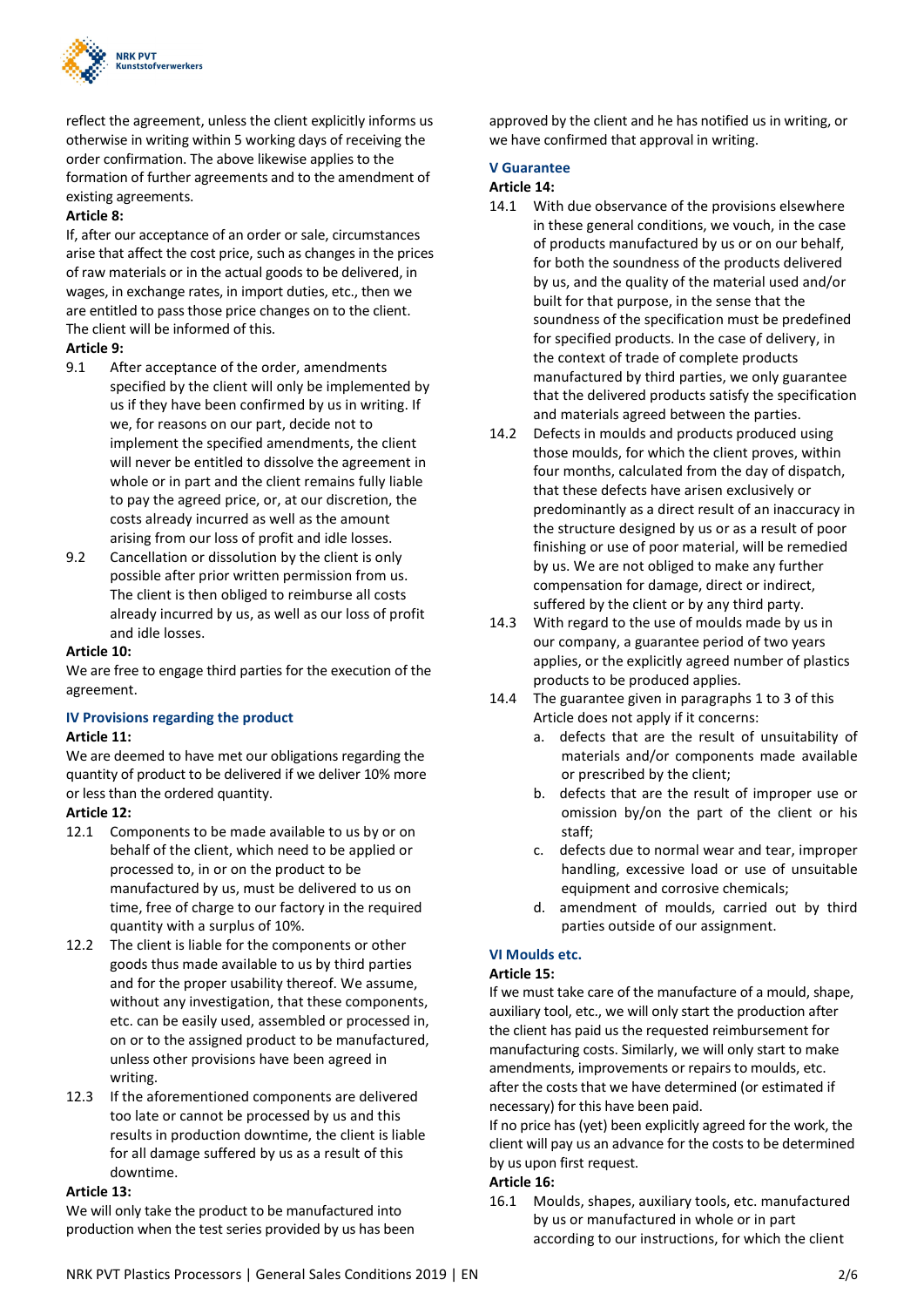reflect the agreement, unless the client explicitly informs us otherwise in writing within 5 working days of receiving the order confirmation. The above likewise applies to the formation of further agreements and to the amendment of existing agreements.

**Article 8:**

If, after our acceptance of an order or sale, circumstances arise that affect the cost price, such as changes in the prices of raw materials or in the actual goods to be delivered, in wages, in exchange rates, in import duties, etc., then we are entitled to pass those price changes on to the client. The client will be informed of this.

**Article 9:**

9.1 After acceptance of the order, amendments specified by the client will only be implemented by us if they have been confirmed by us in writing. If we, for reasons on our part, decide not to implement the specified amendments, the client will never be entitled to dissolve the agreement in whole or in part and the client remains fully liable to pay the agreed price, or, at our discretion, the costs already incurred as well as the amount arising from our loss of profit and idle losses.

9.2 Cancellation or dissolution by the client is only possible after prior written permission from us. The client is then obliged to reimburse all costs already incurred by us, as well as our loss of profit and idle losses.

**Article 10:**

We are free to engage third parties for the execution of the agreement.

## IV Provisions regarding the product

**Article 11:**

We are deemed to have met our obligations regarding the quantity of product to be delivered if we deliver 10% more or less than the ordered quantity.

**Article 12:**

12.1 Components to be made available to us by or on behalf of the client, which need to be applied or processed to, in or on the product to be manufactured by us, must be delivered to us on time, free of charge to our factory in the required quantity with a surplus of 10%.

12.2 The client is liable for the components or other goods thus made available to us by third parties and for the proper usability thereof. We assume, without any investigation, that these components, etc. can be easily used, assembled or processed in, on or to the assigned product to be manufactured, unless other provisions have been agreed in writing.

12.3 If the aforementioned components are delivered too late or cannot be processed by us and this results in production downtime, the client is liable for all damage suffered by us as a result of this downtime.

**Article 13:**

We will only take the product to be manufactured into production when the test series provided by us has been approved by the client and he has notified us in writing, or we have confirmed that approval in writing.

## V Guarantee

**Article 14:**

14.1 With due observance of the provisions elsewhere in these general conditions, we vouch, in the case of products manufactured by us or on our behalf, for both the soundness of the products delivered by us, and the quality of the material used and/or built for that purpose, in the sense that the soundness of the specification must be predefined for specified products. In the case of delivery, in the context of trade of complete products manufactured by third parties, we only guarantee that the delivered products satisfy the specification and materials agreed between the parties.

14.2 Defects in moulds and products produced using those moulds, for which the client proves, within four months, calculated from the day of dispatch, that these defects have arisen exclusively or predominantly as a direct result of an inaccuracy in the structure designed by us or as a result of poor finishing or use of poor material, will be remedied by us. We are not obliged to make any further compensation for damage, direct or indirect, suffered by the client or by any third party.

14.3 With regard to the use of moulds made by us in our company, a guarantee period of two years applies, or the explicitly agreed number of plastics products to be produced applies.

14.4 The guarantee given in paragraphs 1 to 3 of this Article does not apply if it concerns:

a. defects that are the result of unsuitability of materials and/or components made available or prescribed by the client;
b. defects that are the result of improper use or omission by/on the part of the client or his staff;
c. defects due to normal wear and tear, improper handling, excessive load or use of unsuitable equipment and corrosive chemicals;
d. amendment of moulds, carried out by third parties outside of our assignment.

## VI Moulds etc.

**Article 15:**

If we must take care of the manufacture of a mould, shape, auxiliary tool, etc., we will only start the production after the client has paid us the requested reimbursement for manufacturing costs. Similarly, we will only start to make amendments, improvements or repairs to moulds, etc. after the costs that we have determined (or estimated if necessary) for this have been paid.

If no price has (yet) been explicitly agreed for the work, the client will pay us an advance for the costs to be determined by us upon first request.

**Article 16:**

16.1 Moulds, shapes, auxiliary tools, etc. manufactured by us or manufactured in whole or in part according to our instructions, for which the client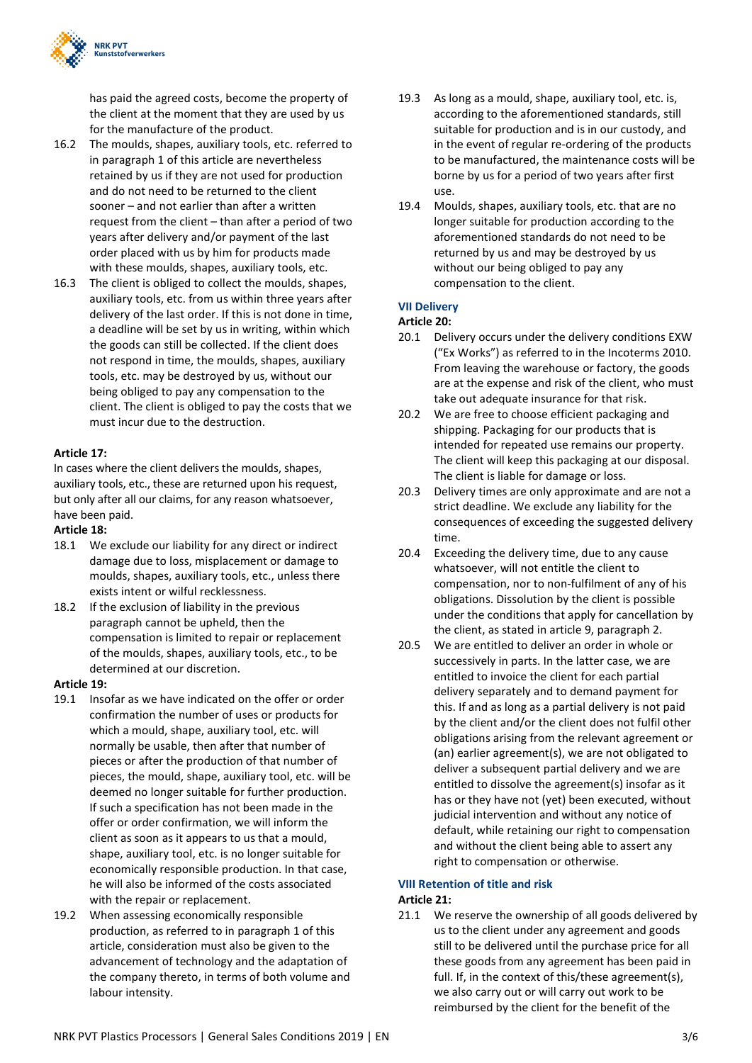has paid the agreed costs, become the property of the client at the moment that they are used by us for the manufacture of the product.

16.2 The moulds, shapes, auxiliary tools, etc. referred to in paragraph 1 of this article are nevertheless retained by us if they are not used for production and do not need to be returned to the client sooner – and not earlier than after a written request from the client – than after a period of two years after delivery and/or payment of the last order placed with us by him for products made with these moulds, shapes, auxiliary tools, etc.

16.3 The client is obliged to collect the moulds, shapes, auxiliary tools, etc. from us within three years after delivery of the last order. If this is not done in time, a deadline will be set by us in writing, within which the goods can still be collected. If the client does not respond in time, the moulds, shapes, auxiliary tools, etc. may be destroyed by us, without our being obliged to pay any compensation to the client. The client is obliged to pay the costs that we must incur due to the destruction.

**Article 17:**

In cases where the client delivers the moulds, shapes, auxiliary tools, etc., these are returned upon his request, but only after all our claims, for any reason whatsoever, have been paid.

**Article 18:**

18.1 We exclude our liability for any direct or indirect damage due to loss, misplacement or damage to moulds, shapes, auxiliary tools, etc., unless there exists intent or wilful recklessness.

18.2 If the exclusion of liability in the previous paragraph cannot be upheld, then the compensation is limited to repair or replacement of the moulds, shapes, auxiliary tools, etc., to be determined at our discretion.

**Article 19:**

19.1 Insofar as we have indicated on the offer or order confirmation the number of uses or products for which a mould, shape, auxiliary tool, etc. will normally be usable, then after that number of pieces or after the production of that number of pieces, the mould, shape, auxiliary tool, etc. will be deemed no longer suitable for further production. If such a specification has not been made in the offer or order confirmation, we will inform the client as soon as it appears to us that a mould, shape, auxiliary tool, etc. is no longer suitable for economically responsible production. In that case, he will also be informed of the costs associated with the repair or replacement.

19.2 When assessing economically responsible production, as referred to in paragraph 1 of this article, consideration must also be given to the advancement of technology and the adaptation of the company thereto, in terms of both volume and labour intensity.

19.3 As long as a mould, shape, auxiliary tool, etc. is, according to the aforementioned standards, still suitable for production and is in our custody, and in the event of regular re-ordering of the products to be manufactured, the maintenance costs will be borne by us for a period of two years after first use.

19.4 Moulds, shapes, auxiliary tools, etc. that are no longer suitable for production according to the aforementioned standards do not need to be returned by us and may be destroyed by us without our being obliged to pay any compensation to the client.

## VII Delivery

**Article 20:**

20.1 Delivery occurs under the delivery conditions EXW ("Ex Works") as referred to in the Incoterms 2010. From leaving the warehouse or factory, the goods are at the expense and risk of the client, who must take out adequate insurance for that risk.

20.2 We are free to choose efficient packaging and shipping. Packaging for our products that is intended for repeated use remains our property. The client will keep this packaging at our disposal. The client is liable for damage or loss.

20.3 Delivery times are only approximate and are not a strict deadline. We exclude any liability for the consequences of exceeding the suggested delivery time.

20.4 Exceeding the delivery time, due to any cause whatsoever, will not entitle the client to compensation, nor to non-fulfilment of any of his obligations. Dissolution by the client is possible under the conditions that apply for cancellation by the client, as stated in article 9, paragraph 2.

20.5 We are entitled to deliver an order in whole or successively in parts. In the latter case, we are entitled to invoice the client for each partial delivery separately and to demand payment for this. If and as long as a partial delivery is not paid by the client and/or the client does not fulfil other obligations arising from the relevant agreement or (an) earlier agreement(s), we are not obligated to deliver a subsequent partial delivery and we are entitled to dissolve the agreement(s) insofar as it has or they have not (yet) been executed, without judicial intervention and without any notice of default, while retaining our right to compensation and without the client being able to assert any right to compensation or otherwise.

## VIII Retention of title and risk

**Article 21:**

21.1 We reserve the ownership of all goods delivered by us to the client under any agreement and goods still to be delivered until the purchase price for all these goods from any agreement has been paid in full. If, in the context of this/these agreement(s), we also carry out or will carry out work to be reimbursed by the client for the benefit of the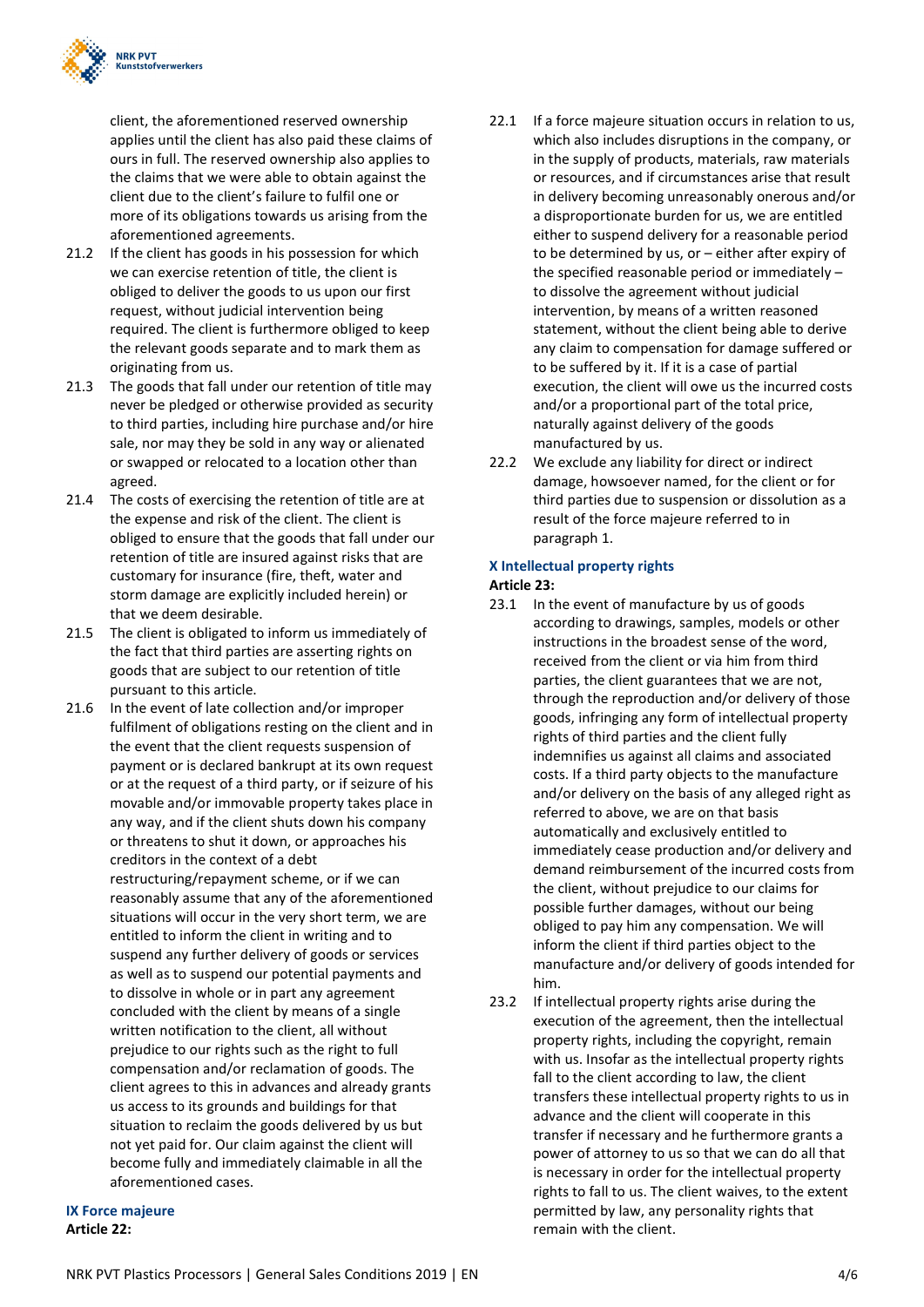client, the aforementioned reserved ownership applies until the client has also paid these claims of ours in full. The reserved ownership also applies to the claims that we were able to obtain against the client due to the client's failure to fulfil one or more of its obligations towards us arising from the aforementioned agreements.

21.2 If the client has goods in his possession for which we can exercise retention of title, the client is obliged to deliver the goods to us upon our first request, without judicial intervention being required. The client is furthermore obliged to keep the relevant goods separate and to mark them as originating from us.

21.3 The goods that fall under our retention of title may never be pledged or otherwise provided as security to third parties, including hire purchase and/or hire sale, nor may they be sold in any way or alienated or swapped or relocated to a location other than agreed.

21.4 The costs of exercising the retention of title are at the expense and risk of the client. The client is obliged to ensure that the goods that fall under our retention of title are insured against risks that are customary for insurance (fire, theft, water and storm damage are explicitly included herein) or that we deem desirable.

21.5 The client is obligated to inform us immediately of the fact that third parties are asserting rights on goods that are subject to our retention of title pursuant to this article.

21.6 In the event of late collection and/or improper fulfilment of obligations resting on the client and in the event that the client requests suspension of payment or is declared bankrupt at its own request or at the request of a third party, or if seizure of his movable and/or immovable property takes place in any way, and if the client shuts down his company or threatens to shut it down, or approaches his creditors in the context of a debt restructuring/repayment scheme, or if we can reasonably assume that any of the aforementioned situations will occur in the very short term, we are entitled to inform the client in writing and to suspend any further delivery of goods or services as well as to suspend our potential payments and to dissolve in whole or in part any agreement concluded with the client by means of a single written notification to the client, all without prejudice to our rights such as the right to full compensation and/or reclamation of goods. The client agrees to this in advances and already grants us access to its grounds and buildings for that situation to reclaim the goods delivered by us but not yet paid for. Our claim against the client will become fully and immediately claimable in all the aforementioned cases.

## IX Force majeure

**Article 22:**

22.1 If a force majeure situation occurs in relation to us, which also includes disruptions in the company, or in the supply of products, materials, raw materials or resources, and if circumstances arise that result in delivery becoming unreasonably onerous and/or a disproportionate burden for us, we are entitled either to suspend delivery for a reasonable period to be determined by us, or – either after expiry of the specified reasonable period or immediately – to dissolve the agreement without judicial intervention, by means of a written reasoned statement, without the client being able to derive any claim to compensation for damage suffered or to be suffered by it. If it is a case of partial execution, the client will owe us the incurred costs and/or a proportional part of the total price, naturally against delivery of the goods manufactured by us.

22.2 We exclude any liability for direct or indirect damage, howsoever named, for the client or for third parties due to suspension or dissolution as a result of the force majeure referred to in paragraph 1.

## X Intellectual property rights

**Article 23:**

23.1 In the event of manufacture by us of goods according to drawings, samples, models or other instructions in the broadest sense of the word, received from the client or via him from third parties, the client guarantees that we are not, through the reproduction and/or delivery of those goods, infringing any form of intellectual property rights of third parties and the client fully indemnifies us against all claims and associated costs. If a third party objects to the manufacture and/or delivery on the basis of any alleged right as referred to above, we are on that basis automatically and exclusively entitled to immediately cease production and/or delivery and demand reimbursement of the incurred costs from the client, without prejudice to our claims for possible further damages, without our being obliged to pay him any compensation. We will inform the client if third parties object to the manufacture and/or delivery of goods intended for him.

23.2 If intellectual property rights arise during the execution of the agreement, then the intellectual property rights, including the copyright, remain with us. Insofar as the intellectual property rights fall to the client according to law, the client transfers these intellectual property rights to us in advance and the client will cooperate in this transfer if necessary and he furthermore grants a power of attorney to us so that we can do all that is necessary in order for the intellectual property rights to fall to us. The client waives, to the extent permitted by law, any personality rights that remain with the client.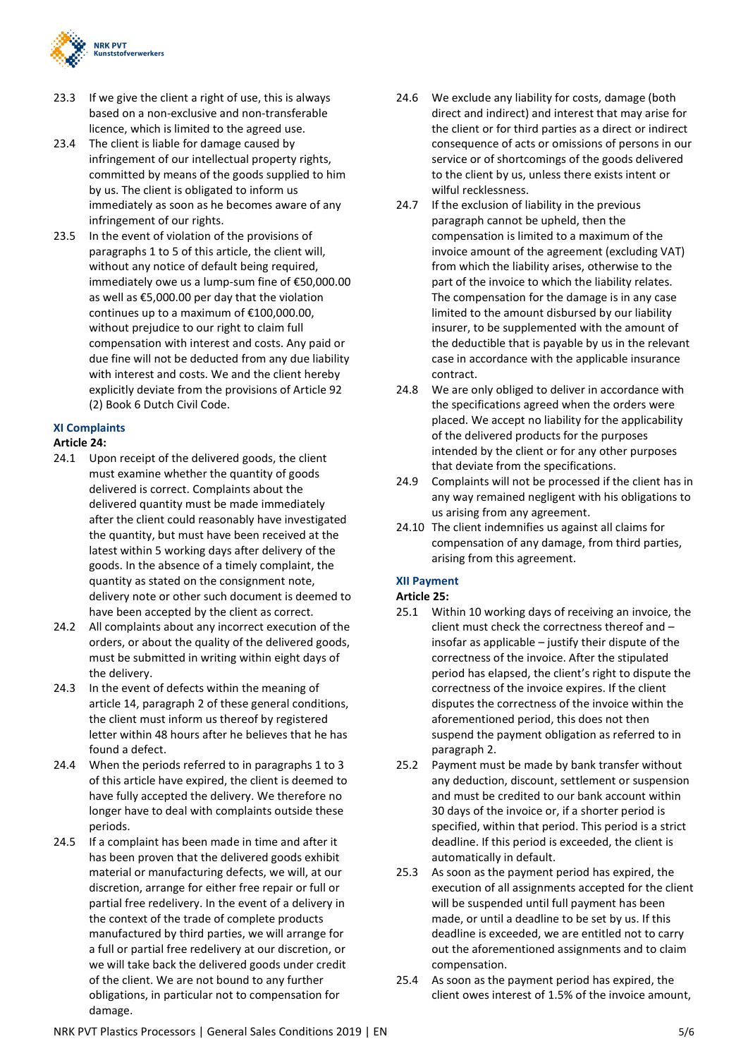23.3 If we give the client a right of use, this is always based on a non-exclusive and non-transferable licence, which is limited to the agreed use.

23.4 The client is liable for damage caused by infringement of our intellectual property rights, committed by means of the goods supplied to him by us. The client is obligated to inform us immediately as soon as he becomes aware of any infringement of our rights.

23.5 In the event of violation of the provisions of paragraphs 1 to 5 of this article, the client will, without any notice of default being required, immediately owe us a lump-sum fine of €50,000.00 as well as €5,000.00 per day that the violation continues up to a maximum of €100,000.00, without prejudice to our right to claim full compensation with interest and costs. Any paid or due fine will not be deducted from any due liability with interest and costs. We and the client hereby explicitly deviate from the provisions of Article 92 (2) Book 6 Dutch Civil Code.

## XI Complaints

**Article 24:**

24.1 Upon receipt of the delivered goods, the client must examine whether the quantity of goods delivered is correct. Complaints about the delivered quantity must be made immediately after the client could reasonably have investigated the quantity, but must have been received at the latest within 5 working days after delivery of the goods. In the absence of a timely complaint, the quantity as stated on the consignment note, delivery note or other such document is deemed to have been accepted by the client as correct.

24.2 All complaints about any incorrect execution of the orders, or about the quality of the delivered goods, must be submitted in writing within eight days of the delivery.

24.3 In the event of defects within the meaning of article 14, paragraph 2 of these general conditions, the client must inform us thereof by registered letter within 48 hours after he believes that he has found a defect.

24.4 When the periods referred to in paragraphs 1 to 3 of this article have expired, the client is deemed to have fully accepted the delivery. We therefore no longer have to deal with complaints outside these periods.

24.5 If a complaint has been made in time and after it has been proven that the delivered goods exhibit material or manufacturing defects, we will, at our discretion, arrange for either free repair or full or partial free redelivery. In the event of a delivery in the context of the trade of complete products manufactured by third parties, we will arrange for a full or partial free redelivery at our discretion, or we will take back the delivered goods under credit of the client. We are not bound to any further obligations, in particular not to compensation for damage.

24.6 We exclude any liability for costs, damage (both direct and indirect) and interest that may arise for the client or for third parties as a direct or indirect consequence of acts or omissions of persons in our service or of shortcomings of the goods delivered to the client by us, unless there exists intent or wilful recklessness.

24.7 If the exclusion of liability in the previous paragraph cannot be upheld, then the compensation is limited to a maximum of the invoice amount of the agreement (excluding VAT) from which the liability arises, otherwise to the part of the invoice to which the liability relates. The compensation for the damage is in any case limited to the amount disbursed by our liability insurer, to be supplemented with the amount of the deductible that is payable by us in the relevant case in accordance with the applicable insurance contract.

24.8 We are only obliged to deliver in accordance with the specifications agreed when the orders were placed. We accept no liability for the applicability of the delivered products for the purposes intended by the client or for any other purposes that deviate from the specifications.

24.9 Complaints will not be processed if the client has in any way remained negligent with his obligations to us arising from any agreement.

24.10 The client indemnifies us against all claims for compensation of any damage, from third parties, arising from this agreement.

## XII Payment

**Article 25:**

25.1 Within 10 working days of receiving an invoice, the client must check the correctness thereof and – insofar as applicable – justify their dispute of the correctness of the invoice. After the stipulated period has elapsed, the client's right to dispute the correctness of the invoice expires. If the client disputes the correctness of the invoice within the aforementioned period, this does not then suspend the payment obligation as referred to in paragraph 2.

25.2 Payment must be made by bank transfer without any deduction, discount, settlement or suspension and must be credited to our bank account within 30 days of the invoice or, if a shorter period is specified, within that period. This period is a strict deadline. If this period is exceeded, the client is automatically in default.

25.3 As soon as the payment period has expired, the execution of all assignments accepted for the client will be suspended until full payment has been made, or until a deadline to be set by us. If this deadline is exceeded, we are entitled not to carry out the aforementioned assignments and to claim compensation.

25.4 As soon as the payment period has expired, the client owes interest of 1.5% of the invoice amount,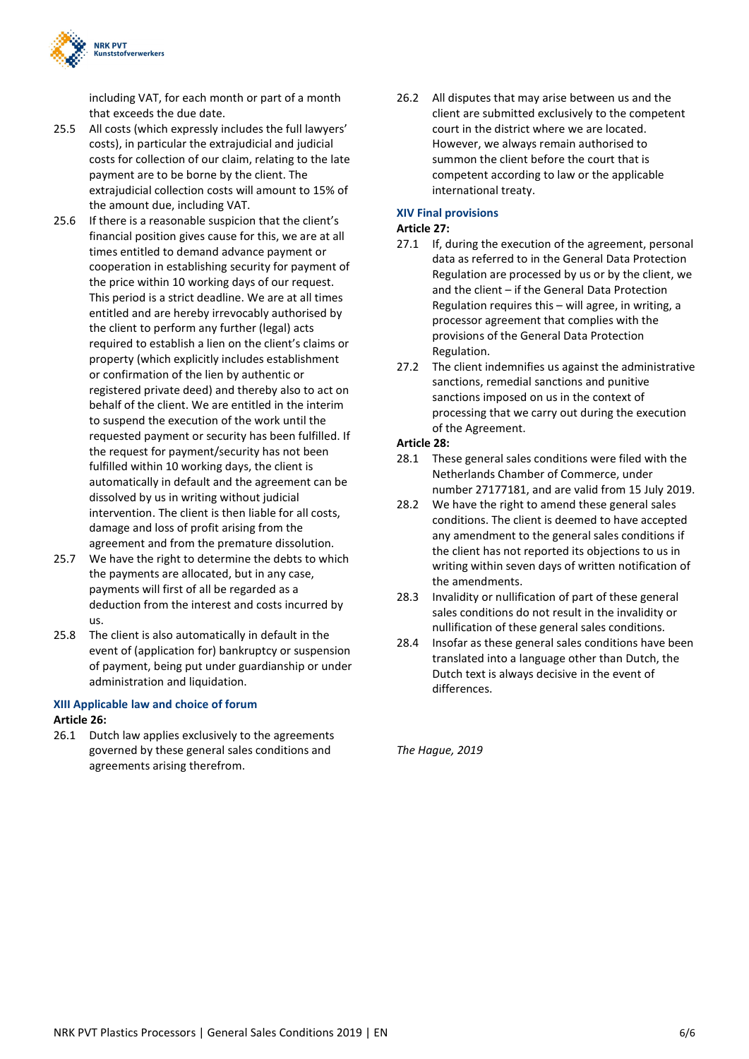including VAT, for each month or part of a month that exceeds the due date.

25.5 All costs (which expressly includes the full lawyers' costs), in particular the extrajudicial and judicial costs for collection of our claim, relating to the late payment are to be borne by the client. The extrajudicial collection costs will amount to 15% of the amount due, including VAT.

25.6 If there is a reasonable suspicion that the client's financial position gives cause for this, we are at all times entitled to demand advance payment or cooperation in establishing security for payment of the price within 10 working days of our request. This period is a strict deadline. We are at all times entitled and are hereby irrevocably authorised by the client to perform any further (legal) acts required to establish a lien on the client's claims or property (which explicitly includes establishment or confirmation of the lien by authentic or registered private deed) and thereby also to act on behalf of the client. We are entitled in the interim to suspend the execution of the work until the requested payment or security has been fulfilled. If the request for payment/security has not been fulfilled within 10 working days, the client is automatically in default and the agreement can be dissolved by us in writing without judicial intervention. The client is then liable for all costs, damage and loss of profit arising from the agreement and from the premature dissolution.

25.7 We have the right to determine the debts to which the payments are allocated, but in any case, payments will first of all be regarded as a deduction from the interest and costs incurred by us.

25.8 The client is also automatically in default in the event of (application for) bankruptcy or suspension of payment, being put under guardianship or under administration and liquidation.

## XIII Applicable law and choice of forum

**Article 26:**

26.1 Dutch law applies exclusively to the agreements governed by these general sales conditions and agreements arising therefrom.

26.2 All disputes that may arise between us and the client are submitted exclusively to the competent court in the district where we are located. However, we always remain authorised to summon the client before the court that is competent according to law or the applicable international treaty.

## XIV Final provisions

**Article 27:**

27.1 If, during the execution of the agreement, personal data as referred to in the General Data Protection Regulation are processed by us or by the client, we and the client – if the General Data Protection Regulation requires this – will agree, in writing, a processor agreement that complies with the provisions of the General Data Protection Regulation.

27.2 The client indemnifies us against the administrative sanctions, remedial sanctions and punitive sanctions imposed on us in the context of processing that we carry out during the execution of the Agreement.

**Article 28:**

28.1 These general sales conditions were filed with the Netherlands Chamber of Commerce, under number 27177181, and are valid from 15 July 2019.

28.2 We have the right to amend these general sales conditions. The client is deemed to have accepted any amendment to the general sales conditions if the client has not reported its objections to us in writing within seven days of written notification of the amendments.

28.3 Invalidity or nullification of part of these general sales conditions do not result in the invalidity or nullification of these general sales conditions.

28.4 Insofar as these general sales conditions have been translated into a language other than Dutch, the Dutch text is always decisive in the event of differences.

*The Hague, 2019*